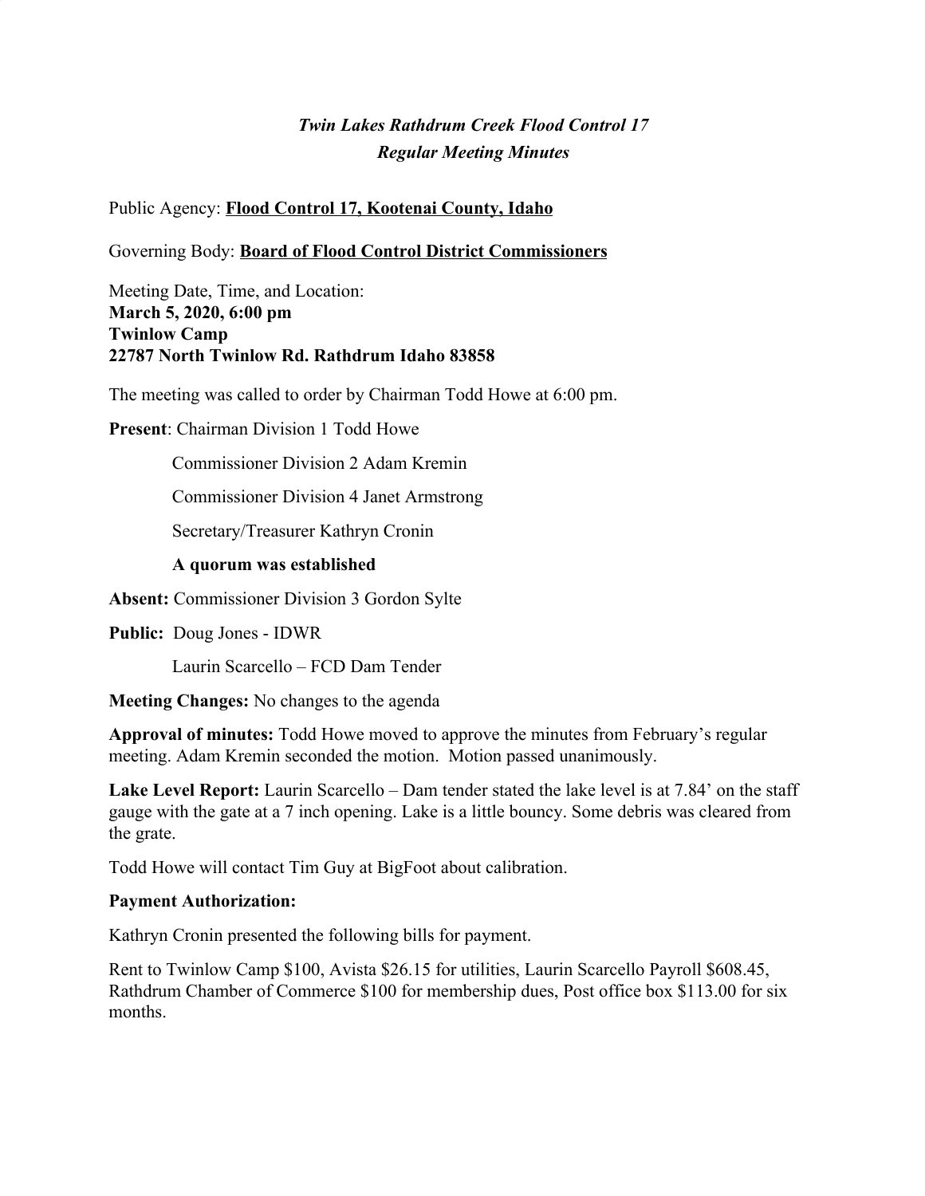# *Twin Lakes Rathdrum Creek Flood Control 17*
## *Regular Meeting Minutes*

Public Agency: **Flood Control 17, Kootenai County, Idaho**

Governing Body: **Board of Flood Control District Commissioners**

Meeting Date, Time, and Location:
**March 5, 2020, 6:00 pm**
**Twinlow Camp**
**22787 North Twinlow Rd. Rathdrum Idaho 83858**

The meeting was called to order by Chairman Todd Howe at 6:00 pm.

**Present**: Chairman Division 1 Todd Howe

Commissioner Division 2 Adam Kremin

Commissioner Division 4 Janet Armstrong

Secretary/Treasurer Kathryn Cronin

**A quorum was established**

**Absent:** Commissioner Division 3 Gordon Sylte

**Public:** Doug Jones - IDWR

Laurin Scarcello – FCD Dam Tender

**Meeting Changes:** No changes to the agenda

**Approval of minutes:** Todd Howe moved to approve the minutes from February's regular meeting. Adam Kremin seconded the motion. Motion passed unanimously.

**Lake Level Report:** Laurin Scarcello – Dam tender stated the lake level is at 7.84' on the staff gauge with the gate at a 7 inch opening. Lake is a little bouncy. Some debris was cleared from the grate.

Todd Howe will contact Tim Guy at BigFoot about calibration.

**Payment Authorization:**

Kathryn Cronin presented the following bills for payment.

Rent to Twinlow Camp $100, Avista $26.15 for utilities, Laurin Scarcello Payroll $608.45, Rathdrum Chamber of Commerce $100 for membership dues, Post office box $113.00 for six months.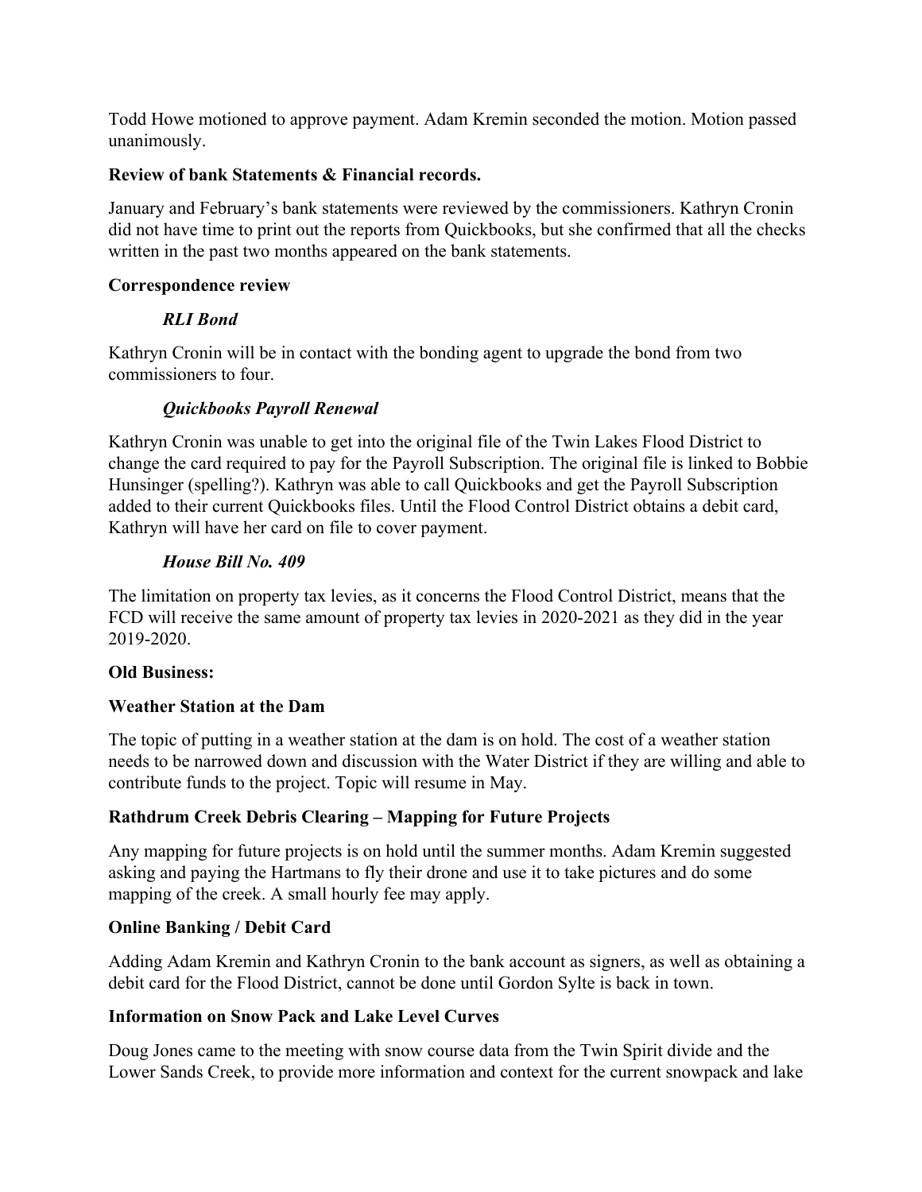Todd Howe motioned to approve payment. Adam Kremin seconded the motion. Motion passed unanimously.

**Review of bank Statements & Financial records.**

January and February's bank statements were reviewed by the commissioners. Kathryn Cronin did not have time to print out the reports from Quickbooks, but she confirmed that all the checks written in the past two months appeared on the bank statements.

**Correspondence review**

***RLI Bond***

Kathryn Cronin will be in contact with the bonding agent to upgrade the bond from two commissioners to four.

***Quickbooks Payroll Renewal***

Kathryn Cronin was unable to get into the original file of the Twin Lakes Flood District to change the card required to pay for the Payroll Subscription. The original file is linked to Bobbie Hunsinger (spelling?). Kathryn was able to call Quickbooks and get the Payroll Subscription added to their current Quickbooks files. Until the Flood Control District obtains a debit card, Kathryn will have her card on file to cover payment.

***House Bill No. 409***

The limitation on property tax levies, as it concerns the Flood Control District, means that the FCD will receive the same amount of property tax levies in 2020-2021 as they did in the year 2019-2020.

**Old Business:**

**Weather Station at the Dam**

The topic of putting in a weather station at the dam is on hold. The cost of a weather station needs to be narrowed down and discussion with the Water District if they are willing and able to contribute funds to the project. Topic will resume in May.

**Rathdrum Creek Debris Clearing – Mapping for Future Projects**

Any mapping for future projects is on hold until the summer months. Adam Kremin suggested asking and paying the Hartmans to fly their drone and use it to take pictures and do some mapping of the creek. A small hourly fee may apply.

**Online Banking / Debit Card**

Adding Adam Kremin and Kathryn Cronin to the bank account as signers, as well as obtaining a debit card for the Flood District, cannot be done until Gordon Sylte is back in town.

**Information on Snow Pack and Lake Level Curves**

Doug Jones came to the meeting with snow course data from the Twin Spirit divide and the Lower Sands Creek, to provide more information and context for the current snowpack and lake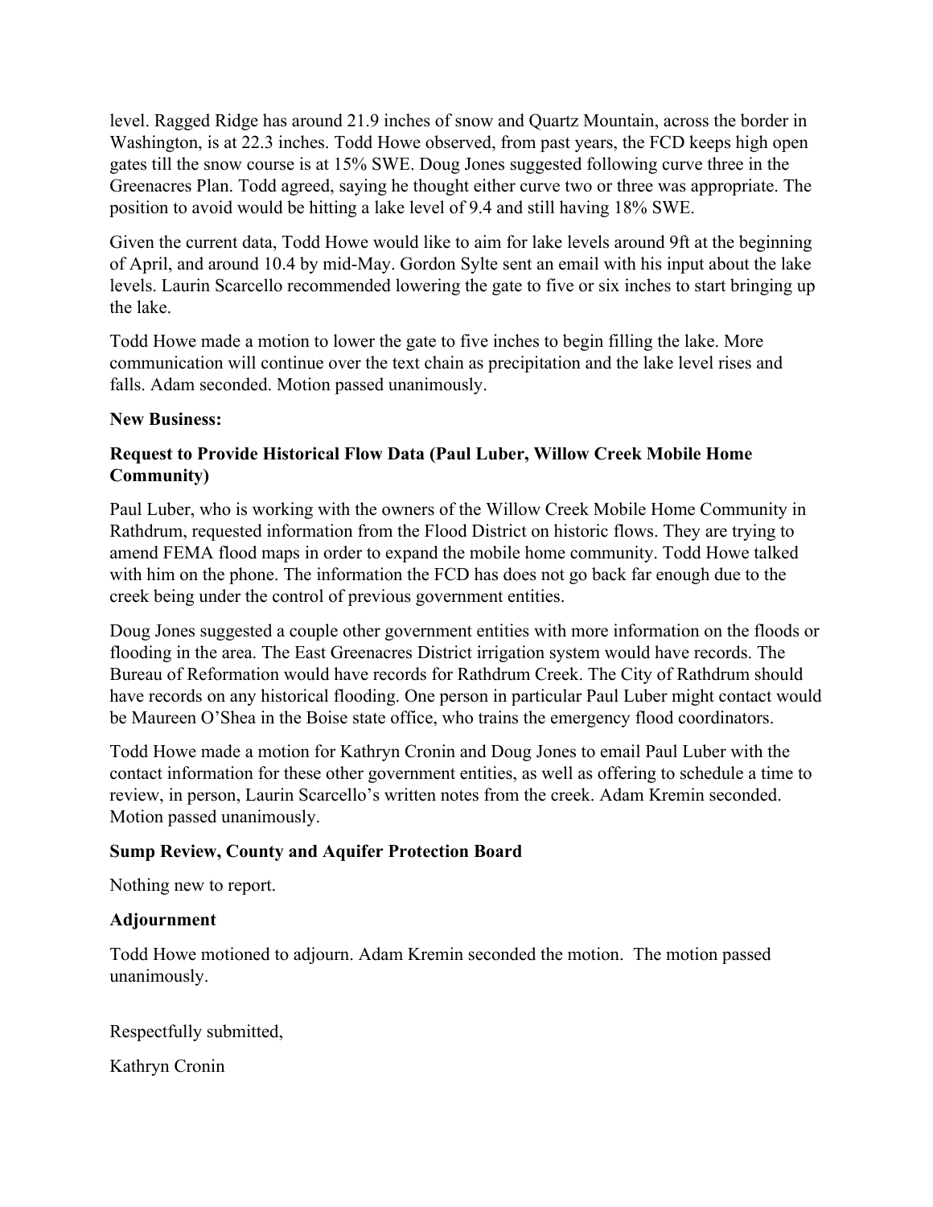level. Ragged Ridge has around 21.9 inches of snow and Quartz Mountain, across the border in Washington, is at 22.3 inches. Todd Howe observed, from past years, the FCD keeps high open gates till the snow course is at 15% SWE. Doug Jones suggested following curve three in the Greenacres Plan. Todd agreed, saying he thought either curve two or three was appropriate. The position to avoid would be hitting a lake level of 9.4 and still having 18% SWE.

Given the current data, Todd Howe would like to aim for lake levels around 9ft at the beginning of April, and around 10.4 by mid-May. Gordon Sylte sent an email with his input about the lake levels. Laurin Scarcello recommended lowering the gate to five or six inches to start bringing up the lake.

Todd Howe made a motion to lower the gate to five inches to begin filling the lake. More communication will continue over the text chain as precipitation and the lake level rises and falls. Adam seconded. Motion passed unanimously.

**New Business:**

**Request to Provide Historical Flow Data (Paul Luber, Willow Creek Mobile Home Community)**

Paul Luber, who is working with the owners of the Willow Creek Mobile Home Community in Rathdrum, requested information from the Flood District on historic flows. They are trying to amend FEMA flood maps in order to expand the mobile home community. Todd Howe talked with him on the phone. The information the FCD has does not go back far enough due to the creek being under the control of previous government entities.

Doug Jones suggested a couple other government entities with more information on the floods or flooding in the area. The East Greenacres District irrigation system would have records. The Bureau of Reformation would have records for Rathdrum Creek. The City of Rathdrum should have records on any historical flooding. One person in particular Paul Luber might contact would be Maureen O'Shea in the Boise state office, who trains the emergency flood coordinators.

Todd Howe made a motion for Kathryn Cronin and Doug Jones to email Paul Luber with the contact information for these other government entities, as well as offering to schedule a time to review, in person, Laurin Scarcello's written notes from the creek. Adam Kremin seconded. Motion passed unanimously.

**Sump Review, County and Aquifer Protection Board**

Nothing new to report.

**Adjournment**

Todd Howe motioned to adjourn. Adam Kremin seconded the motion. The motion passed unanimously.

Respectfully submitted,

Kathryn Cronin